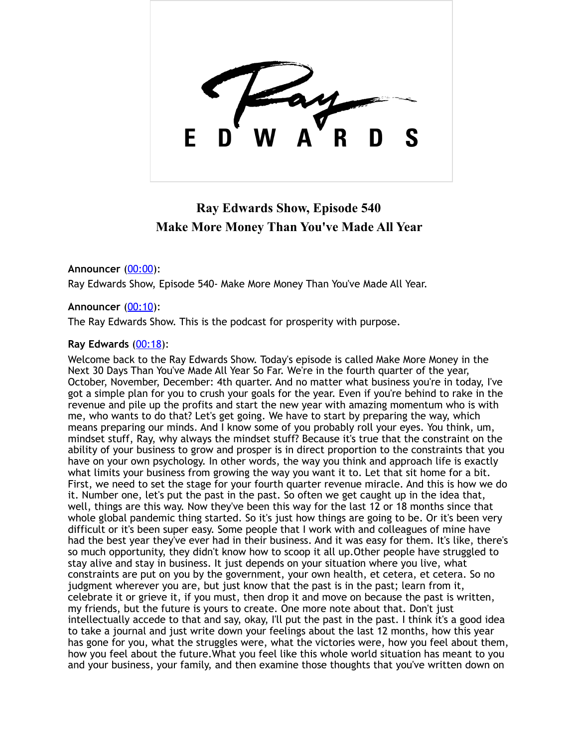# Ray Edwards Show, Episode 540
## Make More Money Than You've Made All Year

**Announcer** ([00:00](#)):
Ray Edwards Show, Episode 540- Make More Money Than You've Made All Year.

**Announcer** ([00:10](#)):
The Ray Edwards Show. This is the podcast for prosperity with purpose.

**Ray Edwards** ([00:18](#)):
Welcome back to the Ray Edwards Show. Today's episode is called Make More Money in the Next 30 Days Than You've Made All Year So Far. We're in the fourth quarter of the year, October, November, December: 4th quarter. And no matter what business you're in today, I've got a simple plan for you to crush your goals for the year. Even if you're behind to rake in the revenue and pile up the profits and start the new year with amazing momentum who is with me, who wants to do that? Let's get going. We have to start by preparing the way, which means preparing our minds. And I know some of you probably roll your eyes. You think, um, mindset stuff, Ray, why always the mindset stuff? Because it's true that the constraint on the ability of your business to grow and prosper is in direct proportion to the constraints that you have on your own psychology. In other words, the way you think and approach life is exactly what limits your business from growing the way you want it to. Let that sit home for a bit. First, we need to set the stage for your fourth quarter revenue miracle. And this is how we do it. Number one, let's put the past in the past. So often we get caught up in the idea that, well, things are this way. Now they've been this way for the last 12 or 18 months since that whole global pandemic thing started. So it's just how things are going to be. Or it's been very difficult or it's been super easy. Some people that I work with and colleagues of mine have had the best year they've ever had in their business. And it was easy for them. It's like, there's so much opportunity, they didn't know how to scoop it all up.Other people have struggled to stay alive and stay in business. It just depends on your situation where you live, what constraints are put on you by the government, your own health, et cetera, et cetera. So no judgment wherever you are, but just know that the past is in the past; learn from it, celebrate it or grieve it, if you must, then drop it and move on because the past is written, my friends, but the future is yours to create. One more note about that. Don't just intellectually accede to that and say, okay, I'll put the past in the past. I think it's a good idea to take a journal and just write down your feelings about the last 12 months, how this year has gone for you, what the struggles were, what the victories were, how you feel about them, how you feel about the future.What you feel like this whole world situation has meant to you and your business, your family, and then examine those thoughts that you've written down on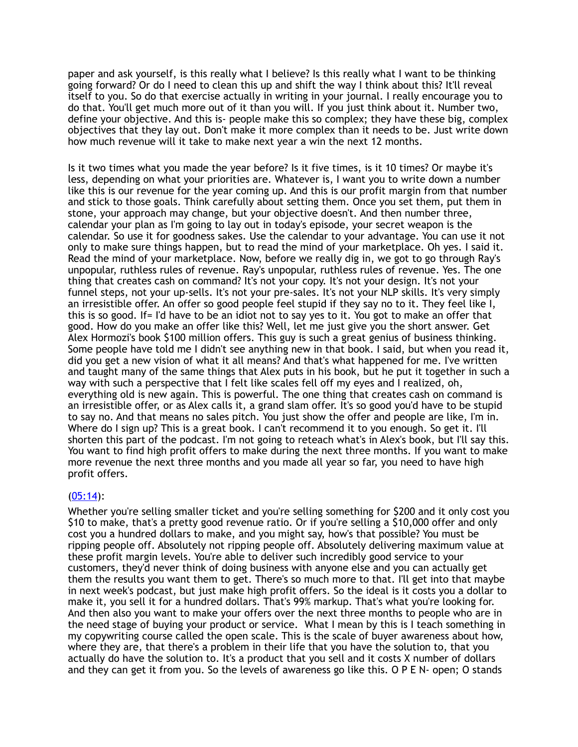paper and ask yourself, is this really what I believe? Is this really what I want to be thinking going forward? Or do I need to clean this up and shift the way I think about this? It'll reveal itself to you. So do that exercise actually in writing in your journal. I really encourage you to do that. You'll get much more out of it than you will. If you just think about it. Number two, define your objective. And this is- people make this so complex; they have these big, complex objectives that they lay out. Don't make it more complex than it needs to be. Just write down how much revenue will it take to make next year a win the next 12 months.

Is it two times what you made the year before? Is it five times, is it 10 times? Or maybe it's less, depending on what your priorities are. Whatever is, I want you to write down a number like this is our revenue for the year coming up. And this is our profit margin from that number and stick to those goals. Think carefully about setting them. Once you set them, put them in stone, your approach may change, but your objective doesn't. And then number three, calendar your plan as I'm going to lay out in today's episode, your secret weapon is the calendar. So use it for goodness sakes. Use the calendar to your advantage. You can use it not only to make sure things happen, but to read the mind of your marketplace. Oh yes. I said it. Read the mind of your marketplace. Now, before we really dig in, we got to go through Ray's unpopular, ruthless rules of revenue. Ray's unpopular, ruthless rules of revenue. Yes. The one thing that creates cash on command? It's not your copy. It's not your design. It's not your funnel steps, not your up-sells. It's not your pre-sales. It's not your NLP skills. It's very simply an irresistible offer. An offer so good people feel stupid if they say no to it. They feel like I, this is so good. If= I'd have to be an idiot not to say yes to it. You got to make an offer that good. How do you make an offer like this? Well, let me just give you the short answer. Get Alex Hormozi's book $100 million offers. This guy is such a great genius of business thinking. Some people have told me I didn't see anything new in that book. I said, but when you read it, did you get a new vision of what it all means? And that's what happened for me. I've written and taught many of the same things that Alex puts in his book, but he put it together in such a way with such a perspective that I felt like scales fell off my eyes and I realized, oh, everything old is new again. This is powerful. The one thing that creates cash on command is an irresistible offer, or as Alex calls it, a grand slam offer. It's so good you'd have to be stupid to say no. And that means no sales pitch. You just show the offer and people are like, I'm in. Where do I sign up? This is a great book. I can't recommend it to you enough. So get it. I'll shorten this part of the podcast. I'm not going to reteach what's in Alex's book, but I'll say this. You want to find high profit offers to make during the next three months. If you want to make more revenue the next three months and you made all year so far, you need to have high profit offers.

(05:14):

Whether you're selling smaller ticket and you're selling something for $200 and it only cost you $10 to make, that's a pretty good revenue ratio. Or if you're selling a $10,000 offer and only cost you a hundred dollars to make, and you might say, how's that possible? You must be ripping people off. Absolutely not ripping people off. Absolutely delivering maximum value at these profit margin levels. You're able to deliver such incredibly good service to your customers, they'd never think of doing business with anyone else and you can actually get them the results you want them to get. There's so much more to that. I'll get into that maybe in next week's podcast, but just make high profit offers. So the ideal is it costs you a dollar to make it, you sell it for a hundred dollars. That's 99% markup. That's what you're looking for. And then also you want to make your offers over the next three months to people who are in the need stage of buying your product or service. What I mean by this is I teach something in my copywriting course called the open scale. This is the scale of buyer awareness about how, where they are, that there's a problem in their life that you have the solution to, that you actually do have the solution to. It's a product that you sell and it costs X number of dollars and they can get it from you. So the levels of awareness go like this. O P E N- open; O stands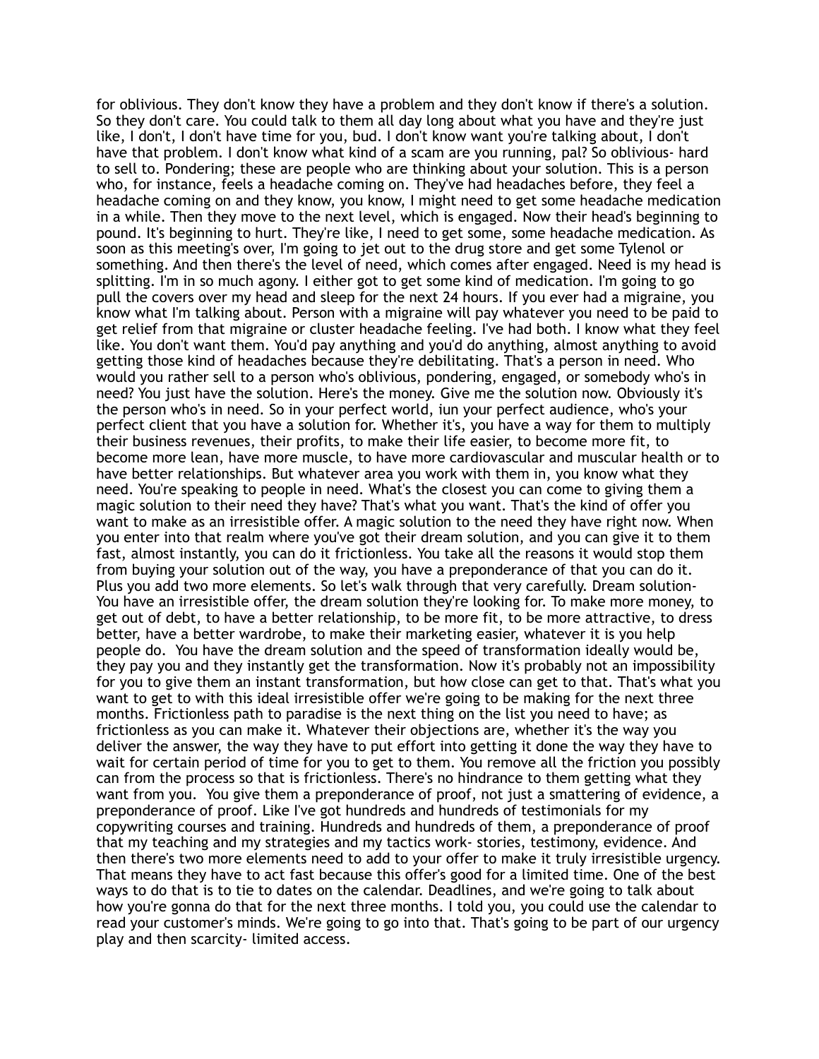for oblivious. They don't know they have a problem and they don't know if there's a solution. So they don't care. You could talk to them all day long about what you have and they're just like, I don't, I don't have time for you, bud. I don't know want you're talking about, I don't have that problem. I don't know what kind of a scam are you running, pal? So oblivious- hard to sell to. Pondering; these are people who are thinking about your solution. This is a person who, for instance, feels a headache coming on. They've had headaches before, they feel a headache coming on and they know, you know, I might need to get some headache medication in a while. Then they move to the next level, which is engaged. Now their head's beginning to pound. It's beginning to hurt. They're like, I need to get some, some headache medication. As soon as this meeting's over, I'm going to jet out to the drug store and get some Tylenol or something. And then there's the level of need, which comes after engaged. Need is my head is splitting. I'm in so much agony. I either got to get some kind of medication. I'm going to go pull the covers over my head and sleep for the next 24 hours. If you ever had a migraine, you know what I'm talking about. Person with a migraine will pay whatever you need to be paid to get relief from that migraine or cluster headache feeling. I've had both. I know what they feel like. You don't want them. You'd pay anything and you'd do anything, almost anything to avoid getting those kind of headaches because they're debilitating. That's a person in need. Who would you rather sell to a person who's oblivious, pondering, engaged, or somebody who's in need? You just have the solution. Here's the money. Give me the solution now. Obviously it's the person who's in need. So in your perfect world, iun your perfect audience, who's your perfect client that you have a solution for. Whether it's, you have a way for them to multiply their business revenues, their profits, to make their life easier, to become more fit, to become more lean, have more muscle, to have more cardiovascular and muscular health or to have better relationships. But whatever area you work with them in, you know what they need. You're speaking to people in need. What's the closest you can come to giving them a magic solution to their need they have? That's what you want. That's the kind of offer you want to make as an irresistible offer. A magic solution to the need they have right now. When you enter into that realm where you've got their dream solution, and you can give it to them fast, almost instantly, you can do it frictionless. You take all the reasons it would stop them from buying your solution out of the way, you have a preponderance of that you can do it. Plus you add two more elements. So let's walk through that very carefully. Dream solution- You have an irresistible offer, the dream solution they're looking for. To make more money, to get out of debt, to have a better relationship, to be more fit, to be more attractive, to dress better, have a better wardrobe, to make their marketing easier, whatever it is you help people do. You have the dream solution and the speed of transformation ideally would be, they pay you and they instantly get the transformation. Now it's probably not an impossibility for you to give them an instant transformation, but how close can get to that. That's what you want to get to with this ideal irresistible offer we're going to be making for the next three months. Frictionless path to paradise is the next thing on the list you need to have; as frictionless as you can make it. Whatever their objections are, whether it's the way you deliver the answer, the way they have to put effort into getting it done the way they have to wait for certain period of time for you to get to them. You remove all the friction you possibly can from the process so that is frictionless. There's no hindrance to them getting what they want from you. You give them a preponderance of proof, not just a smattering of evidence, a preponderance of proof. Like I've got hundreds and hundreds of testimonials for my copywriting courses and training. Hundreds and hundreds of them, a preponderance of proof that my teaching and my strategies and my tactics work- stories, testimony, evidence. And then there's two more elements need to add to your offer to make it truly irresistible urgency. That means they have to act fast because this offer's good for a limited time. One of the best ways to do that is to tie to dates on the calendar. Deadlines, and we're going to talk about how you're gonna do that for the next three months. I told you, you could use the calendar to read your customer's minds. We're going to go into that. That's going to be part of our urgency play and then scarcity- limited access.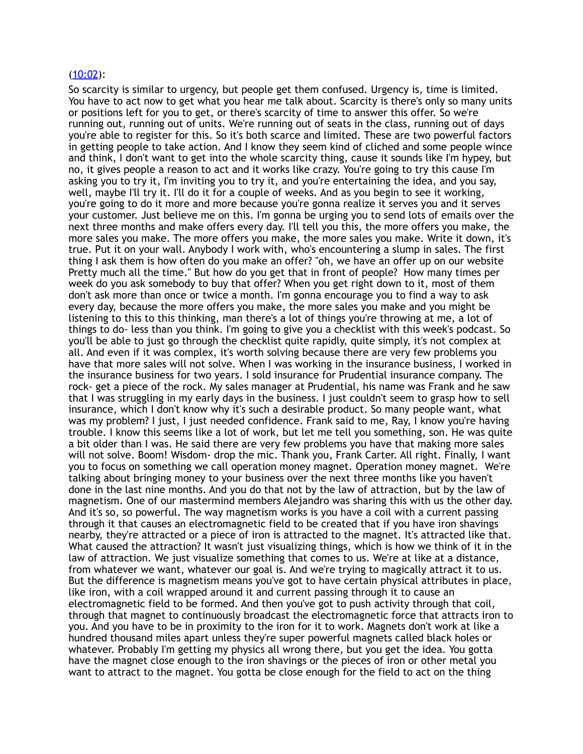[(10:02)](10:02):

So scarcity is similar to urgency, but people get them confused. Urgency is, time is limited. You have to act now to get what you hear me talk about. Scarcity is there's only so many units or positions left for you to get, or there's scarcity of time to answer this offer. So we're running out, running out of units. We're running out of seats in the class, running out of days you're able to register for this. So it's both scarce and limited. These are two powerful factors in getting people to take action. And I know they seem kind of cliched and some people wince and think, I don't want to get into the whole scarcity thing, cause it sounds like I'm hypey, but no, it gives people a reason to act and it works like crazy. You're going to try this cause I'm asking you to try it, I'm inviting you to try it, and you're entertaining the idea, and you say, well, maybe I'll try it. I'll do it for a couple of weeks. And as you begin to see it working, you're going to do it more and more because you're gonna realize it serves you and it serves your customer. Just believe me on this. I'm gonna be urging you to send lots of emails over the next three months and make offers every day. I'll tell you this, the more offers you make, the more sales you make. The more offers you make, the more sales you make. Write it down, it's true. Put it on your wall. Anybody I work with, who's encountering a slump in sales. The first thing I ask them is how often do you make an offer? "oh, we have an offer up on our website Pretty much all the time." But how do you get that in front of people? How many times per week do you ask somebody to buy that offer? When you get right down to it, most of them don't ask more than once or twice a month. I'm gonna encourage you to find a way to ask every day, because the more offers you make, the more sales you make and you might be listening to this to this thinking, man there's a lot of things you're throwing at me, a lot of things to do- less than you think. I'm going to give you a checklist with this week's podcast. So you'll be able to just go through the checklist quite rapidly, quite simply, it's not complex at all. And even if it was complex, it's worth solving because there are very few problems you have that more sales will not solve. When I was working in the insurance business, I worked in the insurance business for two years. I sold insurance for Prudential insurance company. The rock- get a piece of the rock. My sales manager at Prudential, his name was Frank and he saw that I was struggling in my early days in the business. I just couldn't seem to grasp how to sell insurance, which I don't know why it's such a desirable product. So many people want, what was my problem? I just, I just needed confidence. Frank said to me, Ray, I know you're having trouble. I know this seems like a lot of work, but let me tell you something, son. He was quite a bit older than I was. He said there are very few problems you have that making more sales will not solve. Boom! Wisdom- drop the mic. Thank you, Frank Carter. All right. Finally, I want you to focus on something we call operation money magnet. Operation money magnet. We're talking about bringing money to your business over the next three months like you haven't done in the last nine months. And you do that not by the law of attraction, but by the law of magnetism. One of our mastermind members Alejandro was sharing this with us the other day. And it's so, so powerful. The way magnetism works is you have a coil with a current passing through it that causes an electromagnetic field to be created that if you have iron shavings nearby, they're attracted or a piece of iron is attracted to the magnet. It's attracted like that. What caused the attraction? It wasn't just visualizing things, which is how we think of it in the law of attraction. We just visualize something that comes to us. We're at like at a distance, from whatever we want, whatever our goal is. And we're trying to magically attract it to us. But the difference is magnetism means you've got to have certain physical attributes in place, like iron, with a coil wrapped around it and current passing through it to cause an electromagnetic field to be formed. And then you've got to push activity through that coil, through that magnet to continuously broadcast the electromagnetic force that attracts iron to you. And you have to be in proximity to the iron for it to work. Magnets don't work at like a hundred thousand miles apart unless they're super powerful magnets called black holes or whatever. Probably I'm getting my physics all wrong there, but you get the idea. You gotta have the magnet close enough to the iron shavings or the pieces of iron or other metal you want to attract to the magnet. You gotta be close enough for the field to act on the thing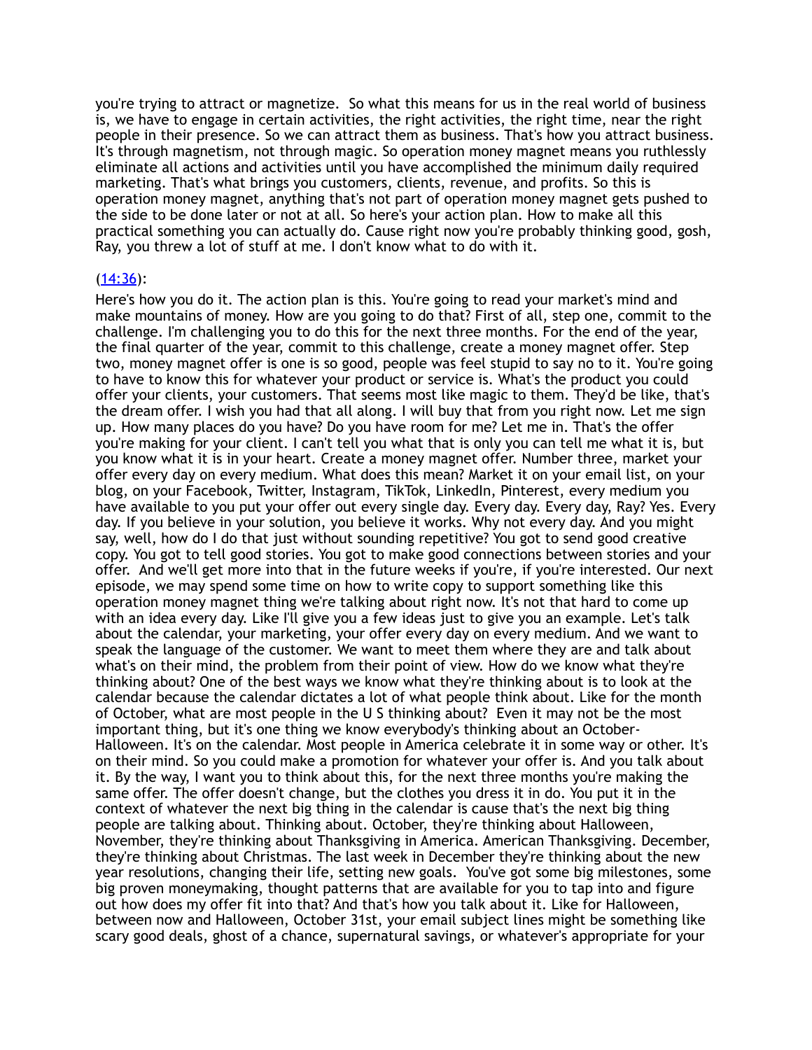you're trying to attract or magnetize. So what this means for us in the real world of business is, we have to engage in certain activities, the right activities, the right time, near the right people in their presence. So we can attract them as business. That's how you attract business. It's through magnetism, not through magic. So operation money magnet means you ruthlessly eliminate all actions and activities until you have accomplished the minimum daily required marketing. That's what brings you customers, clients, revenue, and profits. So this is operation money magnet, anything that's not part of operation money magnet gets pushed to the side to be done later or not at all. So here's your action plan. How to make all this practical something you can actually do. Cause right now you're probably thinking good, gosh, Ray, you threw a lot of stuff at me. I don't know what to do with it.

(14:36):

Here's how you do it. The action plan is this. You're going to read your market's mind and make mountains of money. How are you going to do that? First of all, step one, commit to the challenge. I'm challenging you to do this for the next three months. For the end of the year, the final quarter of the year, commit to this challenge, create a money magnet offer. Step two, money magnet offer is one is so good, people was feel stupid to say no to it. You're going to have to know this for whatever your product or service is. What's the product you could offer your clients, your customers. That seems most like magic to them. They'd be like, that's the dream offer. I wish you had that all along. I will buy that from you right now. Let me sign up. How many places do you have? Do you have room for me? Let me in. That's the offer you're making for your client. I can't tell you what that is only you can tell me what it is, but you know what it is in your heart. Create a money magnet offer. Number three, market your offer every day on every medium. What does this mean? Market it on your email list, on your blog, on your Facebook, Twitter, Instagram, TikTok, LinkedIn, Pinterest, every medium you have available to you put your offer out every single day. Every day. Every day, Ray? Yes. Every day. If you believe in your solution, you believe it works. Why not every day. And you might say, well, how do I do that just without sounding repetitive? You got to send good creative copy. You got to tell good stories. You got to make good connections between stories and your offer. And we'll get more into that in the future weeks if you're, if you're interested. Our next episode, we may spend some time on how to write copy to support something like this operation money magnet thing we're talking about right now. It's not that hard to come up with an idea every day. Like I'll give you a few ideas just to give you an example. Let's talk about the calendar, your marketing, your offer every day on every medium. And we want to speak the language of the customer. We want to meet them where they are and talk about what's on their mind, the problem from their point of view. How do we know what they're thinking about? One of the best ways we know what they're thinking about is to look at the calendar because the calendar dictates a lot of what people think about. Like for the month of October, what are most people in the U S thinking about? Even it may not be the most important thing, but it's one thing we know everybody's thinking about an October-Halloween. It's on the calendar. Most people in America celebrate it in some way or other. It's on their mind. So you could make a promotion for whatever your offer is. And you talk about it. By the way, I want you to think about this, for the next three months you're making the same offer. The offer doesn't change, but the clothes you dress it in do. You put it in the context of whatever the next big thing in the calendar is cause that's the next big thing people are talking about. Thinking about. October, they're thinking about Halloween, November, they're thinking about Thanksgiving in America. American Thanksgiving. December, they're thinking about Christmas. The last week in December they're thinking about the new year resolutions, changing their life, setting new goals. You've got some big milestones, some big proven moneymaking, thought patterns that are available for you to tap into and figure out how does my offer fit into that? And that's how you talk about it. Like for Halloween, between now and Halloween, October 31st, your email subject lines might be something like scary good deals, ghost of a chance, supernatural savings, or whatever's appropriate for your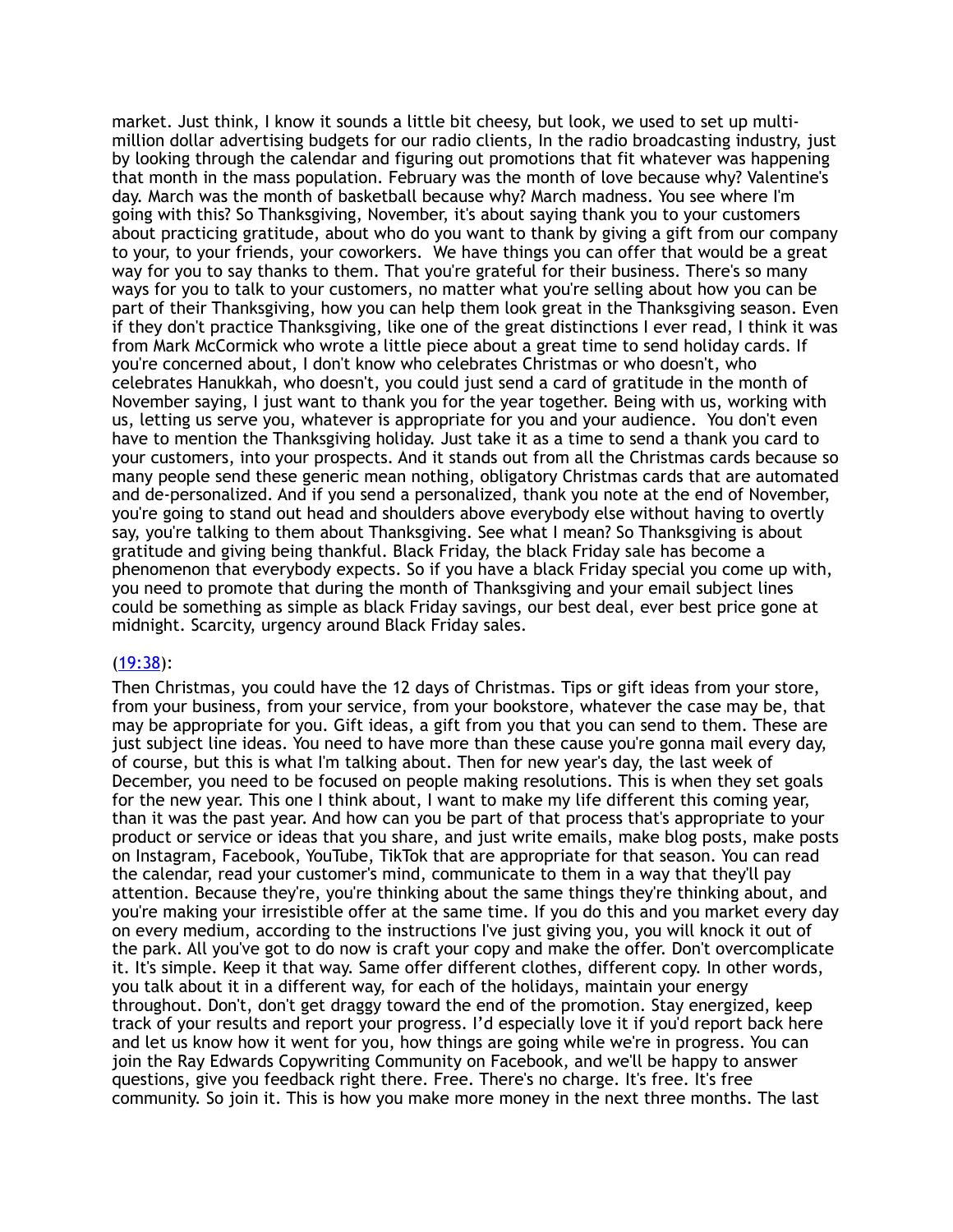market. Just think, I know it sounds a little bit cheesy, but look, we used to set up multi-million dollar advertising budgets for our radio clients, In the radio broadcasting industry, just by looking through the calendar and figuring out promotions that fit whatever was happening that month in the mass population. February was the month of love because why? Valentine's day. March was the month of basketball because why? March madness. You see where I'm going with this? So Thanksgiving, November, it's about saying thank you to your customers about practicing gratitude, about who do you want to thank by giving a gift from our company to your, to your friends, your coworkers. We have things you can offer that would be a great way for you to say thanks to them. That you're grateful for their business. There's so many ways for you to talk to your customers, no matter what you're selling about how you can be part of their Thanksgiving, how you can help them look great in the Thanksgiving season. Even if they don't practice Thanksgiving, like one of the great distinctions I ever read, I think it was from Mark McCormick who wrote a little piece about a great time to send holiday cards. If you're concerned about, I don't know who celebrates Christmas or who doesn't, who celebrates Hanukkah, who doesn't, you could just send a card of gratitude in the month of November saying, I just want to thank you for the year together. Being with us, working with us, letting us serve you, whatever is appropriate for you and your audience. You don't even have to mention the Thanksgiving holiday. Just take it as a time to send a thank you card to your customers, into your prospects. And it stands out from all the Christmas cards because so many people send these generic mean nothing, obligatory Christmas cards that are automated and de-personalized. And if you send a personalized, thank you note at the end of November, you're going to stand out head and shoulders above everybody else without having to overtly say, you're talking to them about Thanksgiving. See what I mean? So Thanksgiving is about gratitude and giving being thankful. Black Friday, the black Friday sale has become a phenomenon that everybody expects. So if you have a black Friday special you come up with, you need to promote that during the month of Thanksgiving and your email subject lines could be something as simple as black Friday savings, our best deal, ever best price gone at midnight. Scarcity, urgency around Black Friday sales.

(19:38):
Then Christmas, you could have the 12 days of Christmas. Tips or gift ideas from your store, from your business, from your service, from your bookstore, whatever the case may be, that may be appropriate for you. Gift ideas, a gift from you that you can send to them. These are just subject line ideas. You need to have more than these cause you're gonna mail every day, of course, but this is what I'm talking about. Then for new year's day, the last week of December, you need to be focused on people making resolutions. This is when they set goals for the new year. This one I think about, I want to make my life different this coming year, than it was the past year. And how can you be part of that process that's appropriate to your product or service or ideas that you share, and just write emails, make blog posts, make posts on Instagram, Facebook, YouTube, TikTok that are appropriate for that season. You can read the calendar, read your customer's mind, communicate to them in a way that they'll pay attention. Because they're, you're thinking about the same things they're thinking about, and you're making your irresistible offer at the same time. If you do this and you market every day on every medium, according to the instructions I've just giving you, you will knock it out of the park. All you've got to do now is craft your copy and make the offer. Don't overcomplicate it. It's simple. Keep it that way. Same offer different clothes, different copy. In other words, you talk about it in a different way, for each of the holidays, maintain your energy throughout. Don't, don't get draggy toward the end of the promotion. Stay energized, keep track of your results and report your progress. I'd especially love it if you'd report back here and let us know how it went for you, how things are going while we're in progress. You can join the Ray Edwards Copywriting Community on Facebook, and we'll be happy to answer questions, give you feedback right there. Free. There's no charge. It's free. It's free community. So join it. This is how you make more money in the next three months. The last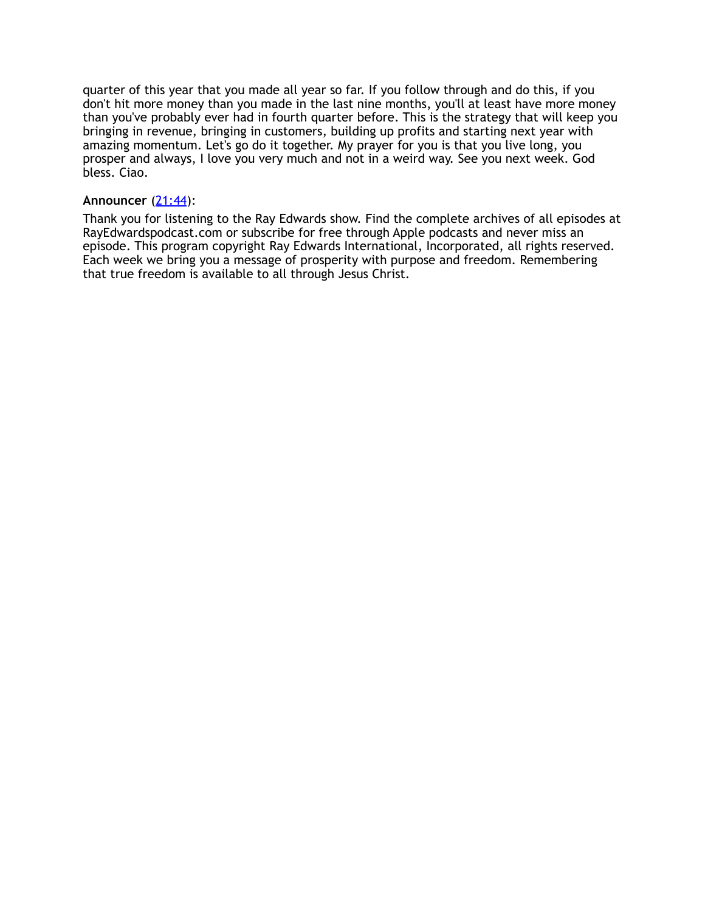quarter of this year that you made all year so far. If you follow through and do this, if you don't hit more money than you made in the last nine months, you'll at least have more money than you've probably ever had in fourth quarter before. This is the strategy that will keep you bringing in revenue, bringing in customers, building up profits and starting next year with amazing momentum. Let's go do it together. My prayer for you is that you live long, you prosper and always, I love you very much and not in a weird way. See you next week. God bless. Ciao.

**Announcer** (21:44):

Thank you for listening to the Ray Edwards show. Find the complete archives of all episodes at RayEdwardspodcast.com or subscribe for free through Apple podcasts and never miss an episode. This program copyright Ray Edwards International, Incorporated, all rights reserved. Each week we bring you a message of prosperity with purpose and freedom. Remembering that true freedom is available to all through Jesus Christ.